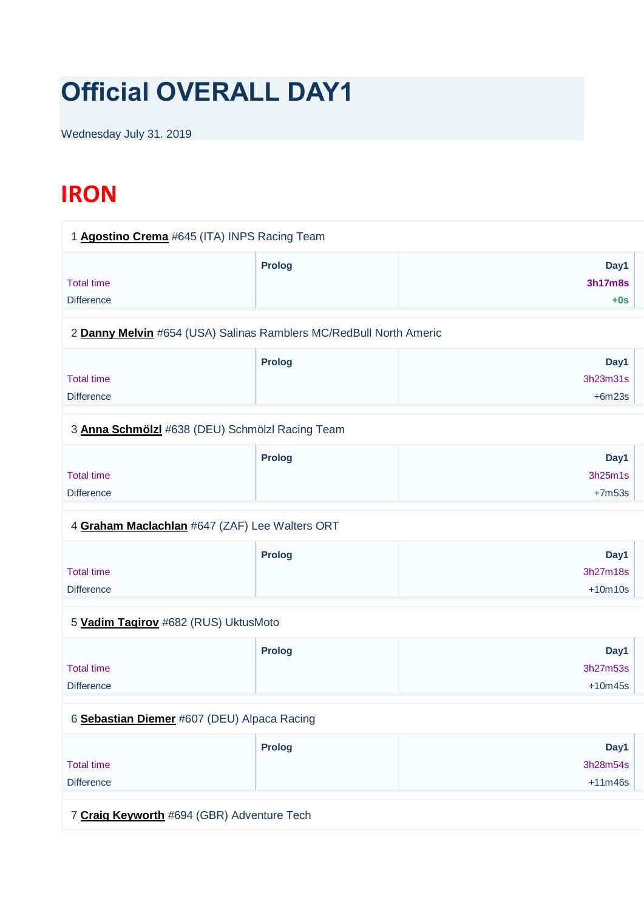# Official OVERALL DAY1

Wednesday July 31. 2019

## IRON

1 **Agostino Crema** #645 (ITA) INPS Racing Team

| | Prolog | Day1 |
|---|---|---|
| Total time | | **3h17m8s** |
| Difference | | **+0s** |

2 **Danny Melvin** #654 (USA) Salinas Ramblers MC/RedBull North Americ

| | Prolog | Day1 |
|---|---|---|
| Total time | | 3h23m31s |
| Difference | | +6m23s |

3 **Anna Schmölzl** #638 (DEU) Schmölzl Racing Team

| | Prolog | Day1 |
|---|---|---|
| Total time | | 3h25m1s |
| Difference | | +7m53s |

4 **Graham Maclachlan** #647 (ZAF) Lee Walters ORT

| | Prolog | Day1 |
|---|---|---|
| Total time | | 3h27m18s |
| Difference | | +10m10s |

5 **Vadim Tagirov** #682 (RUS) UktusMoto

| | Prolog | Day1 |
|---|---|---|
| Total time | | 3h27m53s |
| Difference | | +10m45s |

6 **Sebastian Diemer** #607 (DEU) Alpaca Racing

| | Prolog | Day1 |
|---|---|---|
| Total time | | 3h28m54s |
| Difference | | +11m46s |

7 **Craig Keyworth** #694 (GBR) Adventure Tech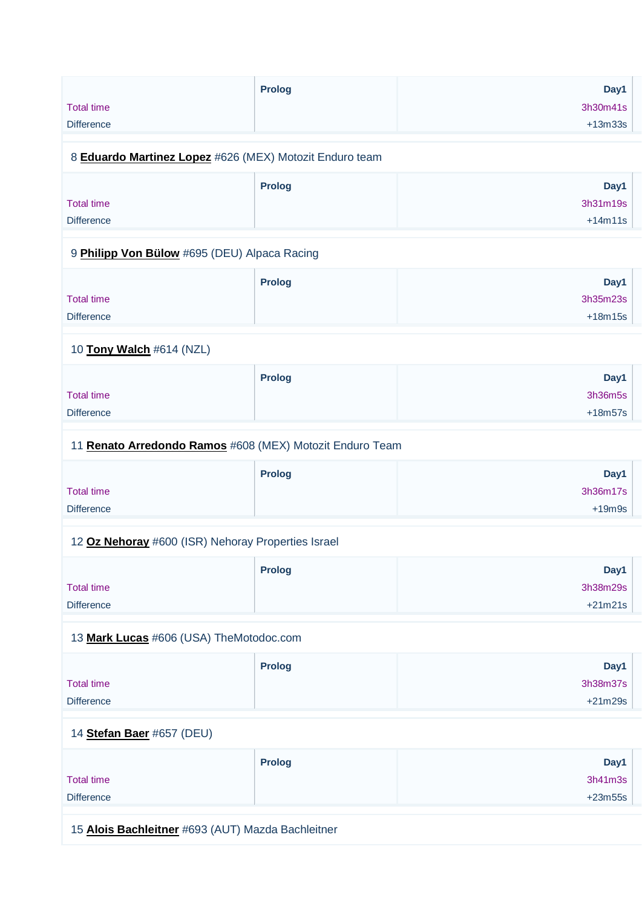| | Prolog | Day1 |
|---|---|---|
| Total time | | 3h30m41s |
| Difference | | +13m33s |

8 **Eduardo Martinez Lopez** #626 (MEX) Motozit Enduro team

| | Prolog | Day1 |
|---|---|---|
| Total time | | 3h31m19s |
| Difference | | +14m11s |

9 **Philipp Von Bülow** #695 (DEU) Alpaca Racing

| | Prolog | Day1 |
|---|---|---|
| Total time | | 3h35m23s |
| Difference | | +18m15s |

10 **Tony Walch** #614 (NZL)

| | Prolog | Day1 |
|---|---|---|
| Total time | | 3h36m5s |
| Difference | | +18m57s |

11 **Renato Arredondo Ramos** #608 (MEX) Motozit Enduro Team

| | Prolog | Day1 |
|---|---|---|
| Total time | | 3h36m17s |
| Difference | | +19m9s |

12 **Oz Nehoray** #600 (ISR) Nehoray Properties Israel

| | Prolog | Day1 |
|---|---|---|
| Total time | | 3h38m29s |
| Difference | | +21m21s |

13 **Mark Lucas** #606 (USA) TheMotodoc.com

| | Prolog | Day1 |
|---|---|---|
| Total time | | 3h38m37s |
| Difference | | +21m29s |

14 **Stefan Baer** #657 (DEU)

| | Prolog | Day1 |
|---|---|---|
| Total time | | 3h41m3s |
| Difference | | +23m55s |

15 **Alois Bachleitner** #693 (AUT) Mazda Bachleitner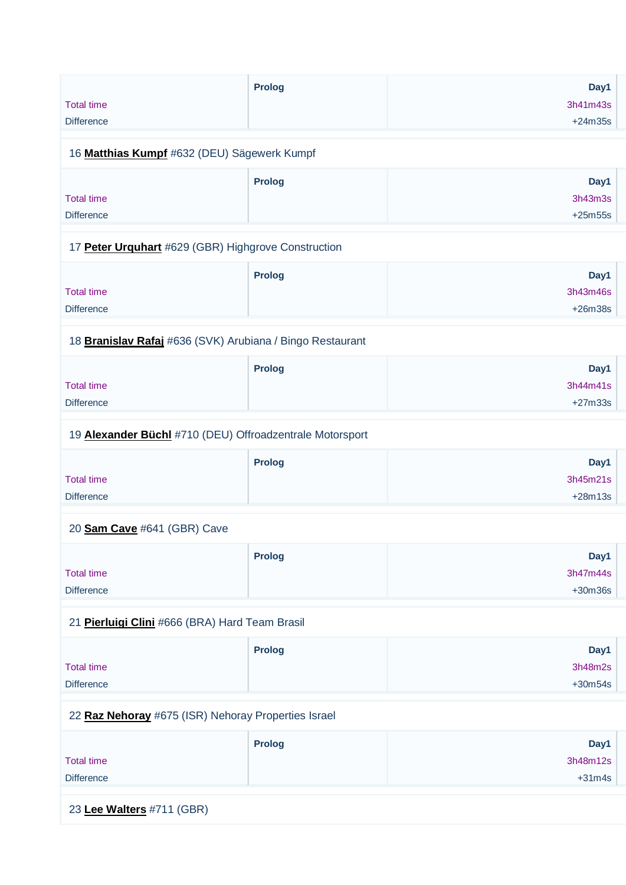| | Prolog | Day1 |
|---|---|---|
| Total time | | 3h41m43s |
| Difference | | +24m35s |

16 **Matthias Kumpf** #632 (DEU) Sägewerk Kumpf

| | Prolog | Day1 |
|---|---|---|
| Total time | | 3h43m3s |
| Difference | | +25m55s |

17 **Peter Urquhart** #629 (GBR) Highgrove Construction

| | Prolog | Day1 |
|---|---|---|
| Total time | | 3h43m46s |
| Difference | | +26m38s |

18 **Branislav Rafaj** #636 (SVK) Arubiana / Bingo Restaurant

| | Prolog | Day1 |
|---|---|---|
| Total time | | 3h44m41s |
| Difference | | +27m33s |

19 **Alexander Büchl** #710 (DEU) Offroadzentrale Motorsport

| | Prolog | Day1 |
|---|---|---|
| Total time | | 3h45m21s |
| Difference | | +28m13s |

20 **Sam Cave** #641 (GBR) Cave

| | Prolog | Day1 |
|---|---|---|
| Total time | | 3h47m44s |
| Difference | | +30m36s |

21 **Pierluigi Clini** #666 (BRA) Hard Team Brasil

| | Prolog | Day1 |
|---|---|---|
| Total time | | 3h48m2s |
| Difference | | +30m54s |

22 **Raz Nehoray** #675 (ISR) Nehoray Properties Israel

| | Prolog | Day1 |
|---|---|---|
| Total time | | 3h48m12s |
| Difference | | +31m4s |

23 **Lee Walters** #711 (GBR)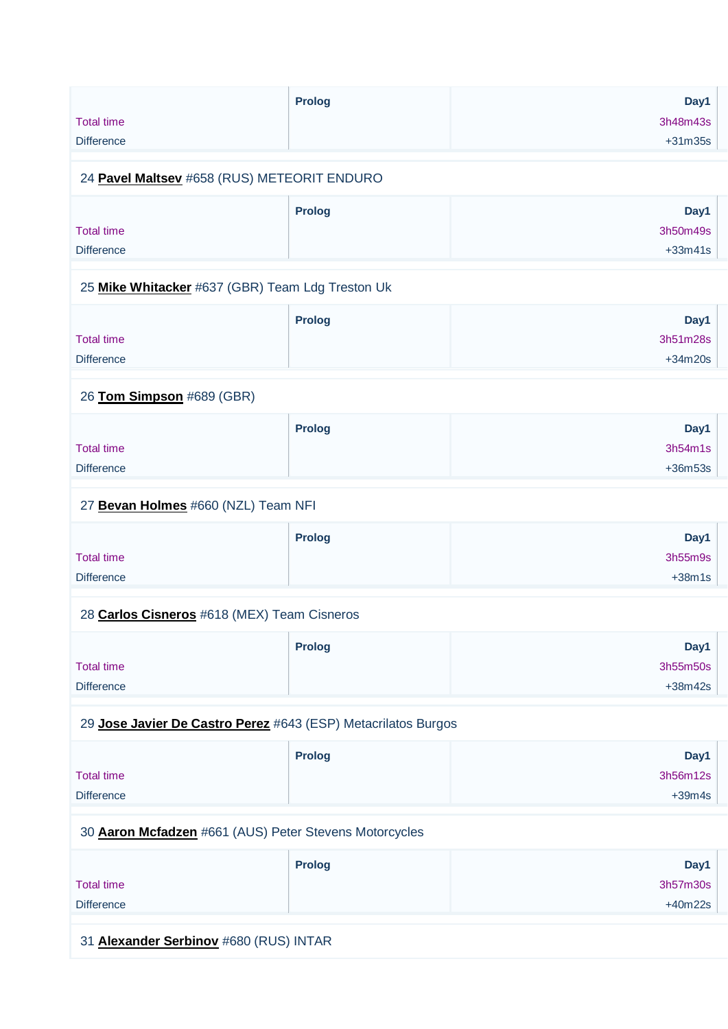| | Prolog | Day1 |
|---|---|---|
| Total time | | 3h48m43s |
| Difference | | +31m35s |

24 **Pavel Maltsev** #658 (RUS) METEORIT ENDURO

| | Prolog | Day1 |
|---|---|---|
| Total time | | 3h50m49s |
| Difference | | +33m41s |

25 **Mike Whitacker** #637 (GBR) Team Ldg Treston Uk

| | Prolog | Day1 |
|---|---|---|
| Total time | | 3h51m28s |
| Difference | | +34m20s |

26 **Tom Simpson** #689 (GBR)

| | Prolog | Day1 |
|---|---|---|
| Total time | | 3h54m1s |
| Difference | | +36m53s |

27 **Bevan Holmes** #660 (NZL) Team NFI

| | Prolog | Day1 |
|---|---|---|
| Total time | | 3h55m9s |
| Difference | | +38m1s |

28 **Carlos Cisneros** #618 (MEX) Team Cisneros

| | Prolog | Day1 |
|---|---|---|
| Total time | | 3h55m50s |
| Difference | | +38m42s |

29 **Jose Javier De Castro Perez** #643 (ESP) Metacrilatos Burgos

| | Prolog | Day1 |
|---|---|---|
| Total time | | 3h56m12s |
| Difference | | +39m4s |

30 **Aaron Mcfadzen** #661 (AUS) Peter Stevens Motorcycles

| | Prolog | Day1 |
|---|---|---|
| Total time | | 3h57m30s |
| Difference | | +40m22s |

31 **Alexander Serbinov** #680 (RUS) INTAR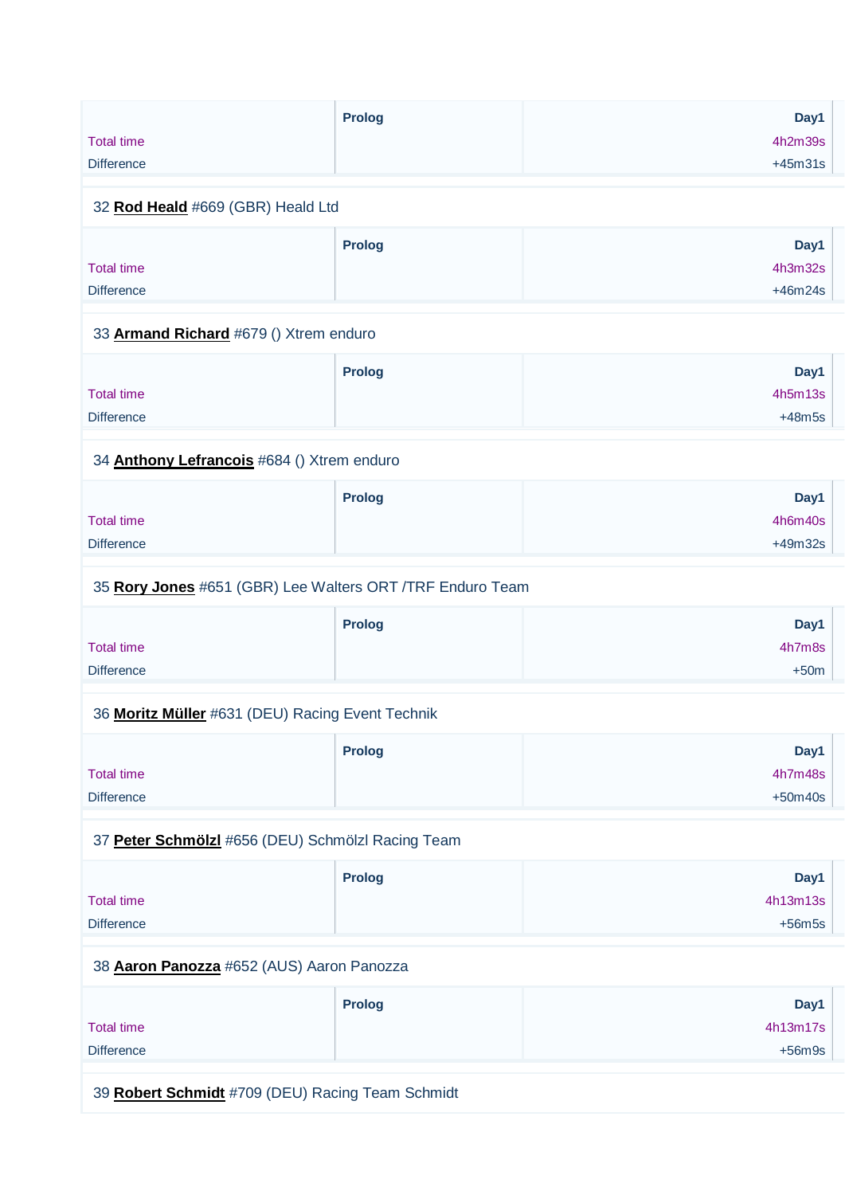| | Prolog | Day1 |
|---|---|---|
| Total time | | 4h2m39s |
| Difference | | +45m31s |

32 **Rod Heald** #669 (GBR) Heald Ltd

| | Prolog | Day1 |
|---|---|---|
| Total time | | 4h3m32s |
| Difference | | +46m24s |

33 **Armand Richard** #679 () Xtrem enduro

| | Prolog | Day1 |
|---|---|---|
| Total time | | 4h5m13s |
| Difference | | +48m5s |

34 **Anthony Lefrancois** #684 () Xtrem enduro

| | Prolog | Day1 |
|---|---|---|
| Total time | | 4h6m40s |
| Difference | | +49m32s |

35 **Rory Jones** #651 (GBR) Lee Walters ORT /TRF Enduro Team

| | Prolog | Day1 |
|---|---|---|
| Total time | | 4h7m8s |
| Difference | | +50m |

36 **Moritz Müller** #631 (DEU) Racing Event Technik

| | Prolog | Day1 |
|---|---|---|
| Total time | | 4h7m48s |
| Difference | | +50m40s |

37 **Peter Schmölzl** #656 (DEU) Schmölzl Racing Team

| | Prolog | Day1 |
|---|---|---|
| Total time | | 4h13m13s |
| Difference | | +56m5s |

38 **Aaron Panozza** #652 (AUS) Aaron Panozza

| | Prolog | Day1 |
|---|---|---|
| Total time | | 4h13m17s |
| Difference | | +56m9s |

39 **Robert Schmidt** #709 (DEU) Racing Team Schmidt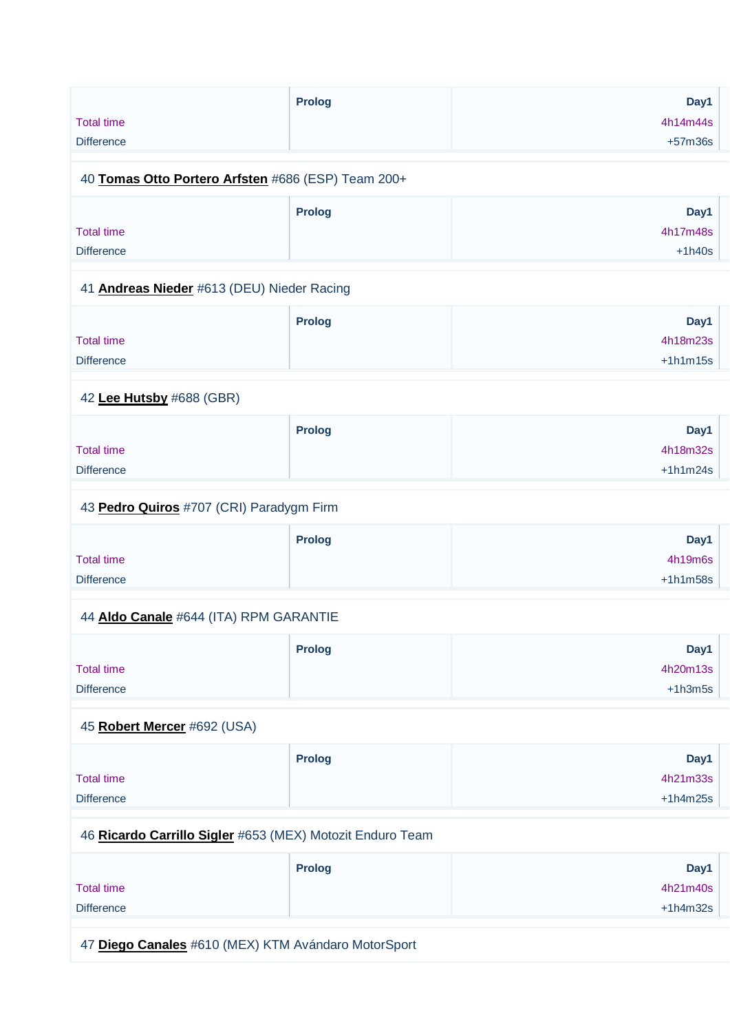| | Prolog | Day1 |
|---|---|---|
| Total time | | 4h14m44s |
| Difference | | +57m36s |

40 **Tomas Otto Portero Arfsten** #686 (ESP) Team 200+

| | Prolog | Day1 |
|---|---|---|
| Total time | | 4h17m48s |
| Difference | | +1h40s |

41 **Andreas Nieder** #613 (DEU) Nieder Racing

| | Prolog | Day1 |
|---|---|---|
| Total time | | 4h18m23s |
| Difference | | +1h1m15s |

42 **Lee Hutsby** #688 (GBR)

| | Prolog | Day1 |
|---|---|---|
| Total time | | 4h18m32s |
| Difference | | +1h1m24s |

43 **Pedro Quiros** #707 (CRI) Paradygm Firm

| | Prolog | Day1 |
|---|---|---|
| Total time | | 4h19m6s |
| Difference | | +1h1m58s |

44 **Aldo Canale** #644 (ITA) RPM GARANTIE

| | Prolog | Day1 |
|---|---|---|
| Total time | | 4h20m13s |
| Difference | | +1h3m5s |

45 **Robert Mercer** #692 (USA)

| | Prolog | Day1 |
|---|---|---|
| Total time | | 4h21m33s |
| Difference | | +1h4m25s |

46 **Ricardo Carrillo Sigler** #653 (MEX) Motozit Enduro Team

| | Prolog | Day1 |
|---|---|---|
| Total time | | 4h21m40s |
| Difference | | +1h4m32s |

47 **Diego Canales** #610 (MEX) KTM Avándaro MotorSport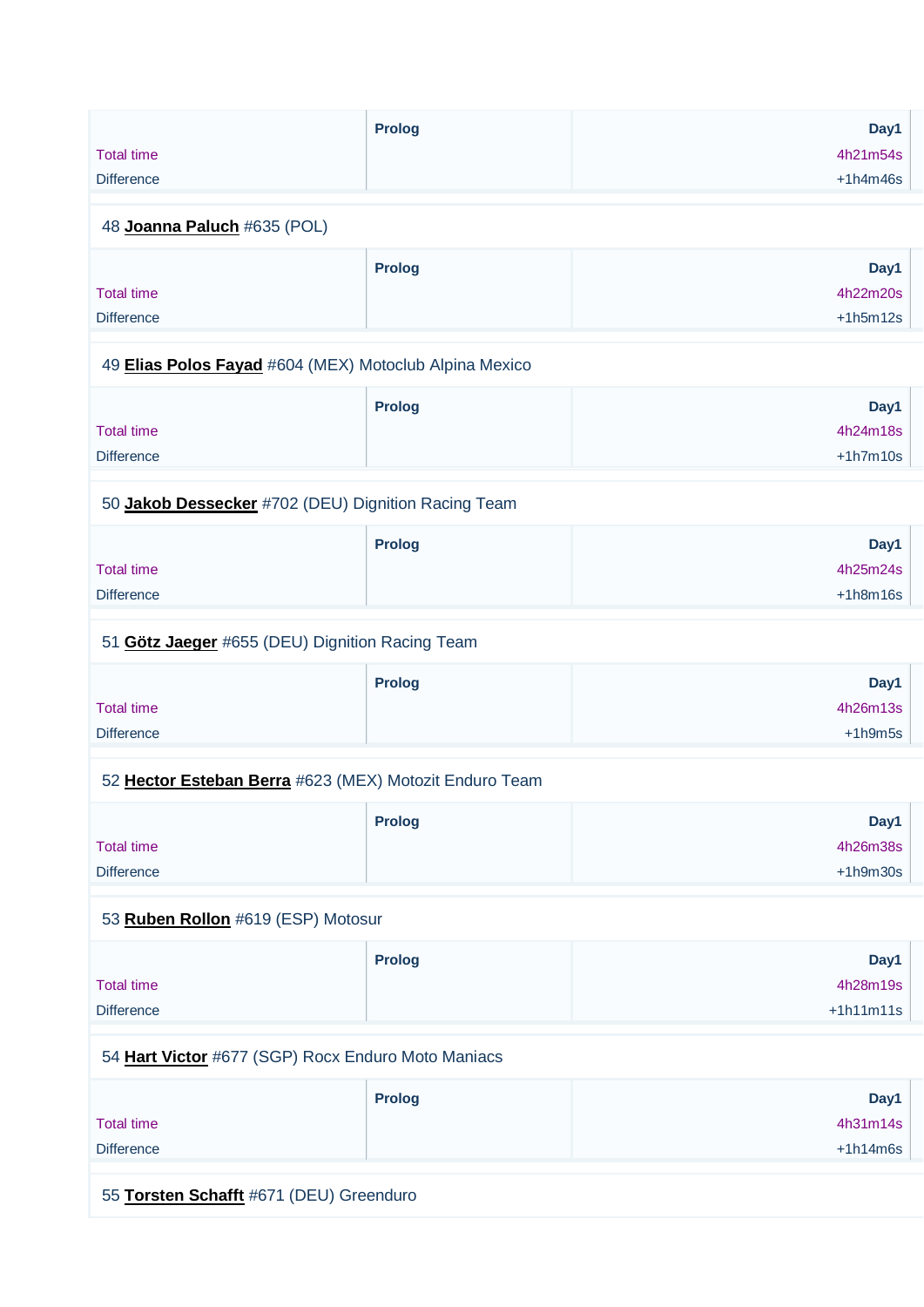| | Prolog | Day1 |
|---|---|---|
| Total time | | 4h21m54s |
| Difference | | +1h4m46s |

48 **Joanna Paluch** #635 (POL)

| | Prolog | Day1 |
|---|---|---|
| Total time | | 4h22m20s |
| Difference | | +1h5m12s |

49 **Elias Polos Fayad** #604 (MEX) Motoclub Alpina Mexico

| | Prolog | Day1 |
|---|---|---|
| Total time | | 4h24m18s |
| Difference | | +1h7m10s |

50 **Jakob Dessecker** #702 (DEU) Dignition Racing Team

| | Prolog | Day1 |
|---|---|---|
| Total time | | 4h25m24s |
| Difference | | +1h8m16s |

51 **Götz Jaeger** #655 (DEU) Dignition Racing Team

| | Prolog | Day1 |
|---|---|---|
| Total time | | 4h26m13s |
| Difference | | +1h9m5s |

52 **Hector Esteban Berra** #623 (MEX) Motozit Enduro Team

| | Prolog | Day1 |
|---|---|---|
| Total time | | 4h26m38s |
| Difference | | +1h9m30s |

53 **Ruben Rollon** #619 (ESP) Motosur

| | Prolog | Day1 |
|---|---|---|
| Total time | | 4h28m19s |
| Difference | | +1h11m11s |

54 **Hart Victor** #677 (SGP) Rocx Enduro Moto Maniacs

| | Prolog | Day1 |
|---|---|---|
| Total time | | 4h31m14s |
| Difference | | +1h14m6s |

55 **Torsten Schafft** #671 (DEU) Greenduro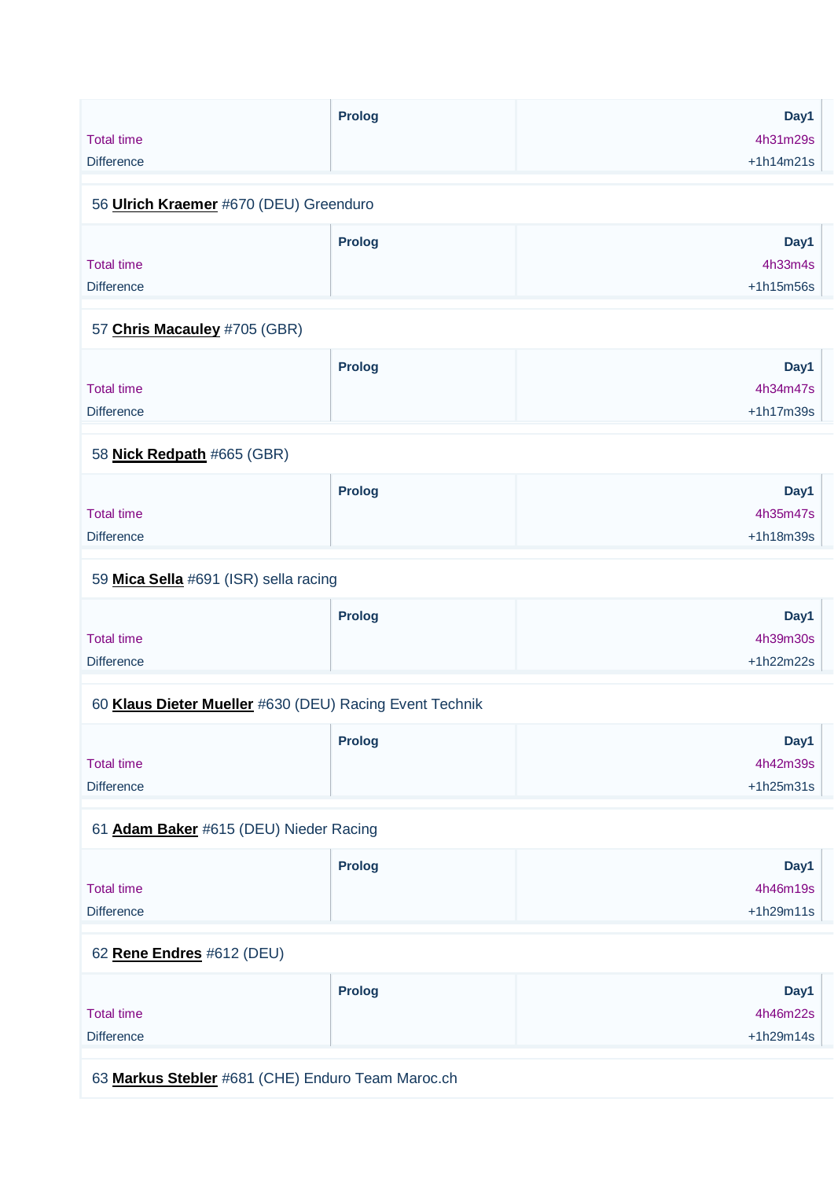| | Prolog | Day1 |
|---|---|---|
| Total time | | 4h31m29s |
| Difference | | +1h14m21s |

56 **Ulrich Kraemer** #670 (DEU) Greenduro

| | Prolog | Day1 |
|---|---|---|
| Total time | | 4h33m4s |
| Difference | | +1h15m56s |

57 **Chris Macauley** #705 (GBR)

| | Prolog | Day1 |
|---|---|---|
| Total time | | 4h34m47s |
| Difference | | +1h17m39s |

58 **Nick Redpath** #665 (GBR)

| | Prolog | Day1 |
|---|---|---|
| Total time | | 4h35m47s |
| Difference | | +1h18m39s |

59 **Mica Sella** #691 (ISR) sella racing

| | Prolog | Day1 |
|---|---|---|
| Total time | | 4h39m30s |
| Difference | | +1h22m22s |

60 **Klaus Dieter Mueller** #630 (DEU) Racing Event Technik

| | Prolog | Day1 |
|---|---|---|
| Total time | | 4h42m39s |
| Difference | | +1h25m31s |

61 **Adam Baker** #615 (DEU) Nieder Racing

| | Prolog | Day1 |
|---|---|---|
| Total time | | 4h46m19s |
| Difference | | +1h29m11s |

62 **Rene Endres** #612 (DEU)

| | Prolog | Day1 |
|---|---|---|
| Total time | | 4h46m22s |
| Difference | | +1h29m14s |

63 **Markus Stebler** #681 (CHE) Enduro Team Maroc.ch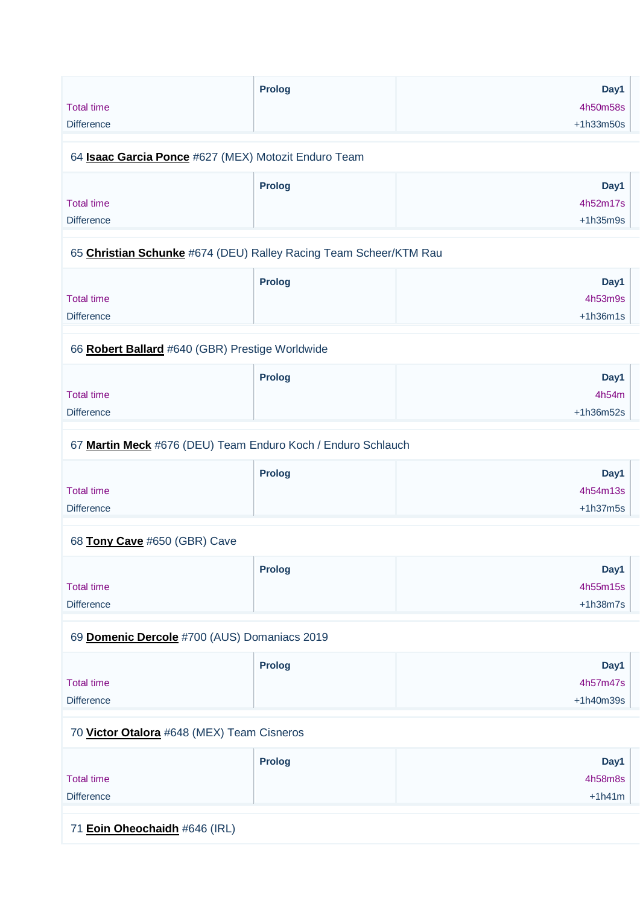| | Prolog | Day1 |
|---|---|---|
| Total time | | 4h50m58s |
| Difference | | +1h33m50s |

64 **Isaac Garcia Ponce** #627 (MEX) Motozit Enduro Team

| | Prolog | Day1 |
|---|---|---|
| Total time | | 4h52m17s |
| Difference | | +1h35m9s |

65 **Christian Schunke** #674 (DEU) Ralley Racing Team Scheer/KTM Rau

| | Prolog | Day1 |
|---|---|---|
| Total time | | 4h53m9s |
| Difference | | +1h36m1s |

66 **Robert Ballard** #640 (GBR) Prestige Worldwide

| | Prolog | Day1 |
|---|---|---|
| Total time | | 4h54m |
| Difference | | +1h36m52s |

67 **Martin Meck** #676 (DEU) Team Enduro Koch / Enduro Schlauch

| | Prolog | Day1 |
|---|---|---|
| Total time | | 4h54m13s |
| Difference | | +1h37m5s |

68 **Tony Cave** #650 (GBR) Cave

| | Prolog | Day1 |
|---|---|---|
| Total time | | 4h55m15s |
| Difference | | +1h38m7s |

69 **Domenic Dercole** #700 (AUS) Domaniacs 2019

| | Prolog | Day1 |
|---|---|---|
| Total time | | 4h57m47s |
| Difference | | +1h40m39s |

70 **Victor Otalora** #648 (MEX) Team Cisneros

| | Prolog | Day1 |
|---|---|---|
| Total time | | 4h58m8s |
| Difference | | +1h41m |

71 **Eoin Oheochaidh** #646 (IRL)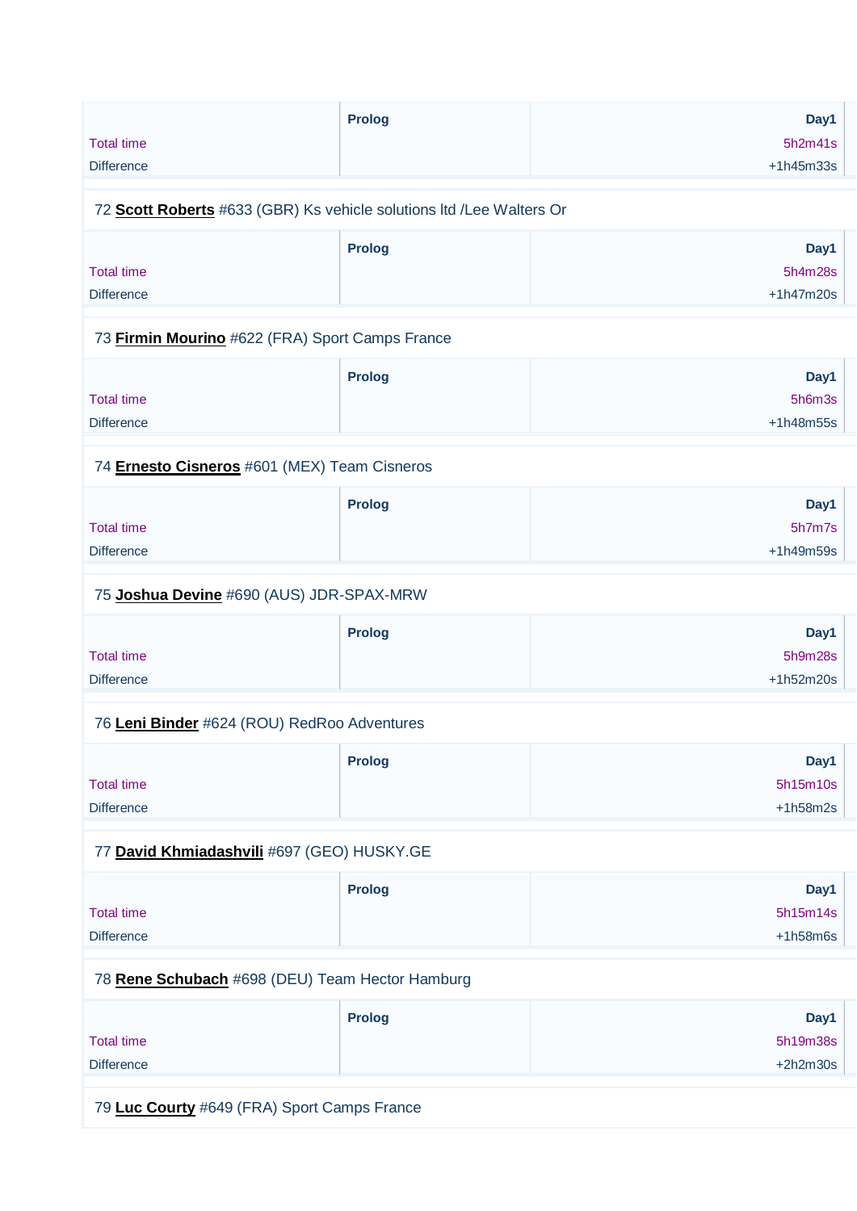| | Prolog | Day1 |
|---|---|---|
| Total time | | 5h2m41s |
| Difference | | +1h45m33s |

72 **Scott Roberts** #633 (GBR) Ks vehicle solutions ltd /Lee Walters Or

| | Prolog | Day1 |
|---|---|---|
| Total time | | 5h4m28s |
| Difference | | +1h47m20s |

73 **Firmin Mourino** #622 (FRA) Sport Camps France

| | Prolog | Day1 |
|---|---|---|
| Total time | | 5h6m3s |
| Difference | | +1h48m55s |

74 **Ernesto Cisneros** #601 (MEX) Team Cisneros

| | Prolog | Day1 |
|---|---|---|
| Total time | | 5h7m7s |
| Difference | | +1h49m59s |

75 **Joshua Devine** #690 (AUS) JDR-SPAX-MRW

| | Prolog | Day1 |
|---|---|---|
| Total time | | 5h9m28s |
| Difference | | +1h52m20s |

76 **Leni Binder** #624 (ROU) RedRoo Adventures

| | Prolog | Day1 |
|---|---|---|
| Total time | | 5h15m10s |
| Difference | | +1h58m2s |

77 **David Khmiadashvili** #697 (GEO) HUSKY.GE

| | Prolog | Day1 |
|---|---|---|
| Total time | | 5h15m14s |
| Difference | | +1h58m6s |

78 **Rene Schubach** #698 (DEU) Team Hector Hamburg

| | Prolog | Day1 |
|---|---|---|
| Total time | | 5h19m38s |
| Difference | | +2h2m30s |

79 **Luc Courty** #649 (FRA) Sport Camps France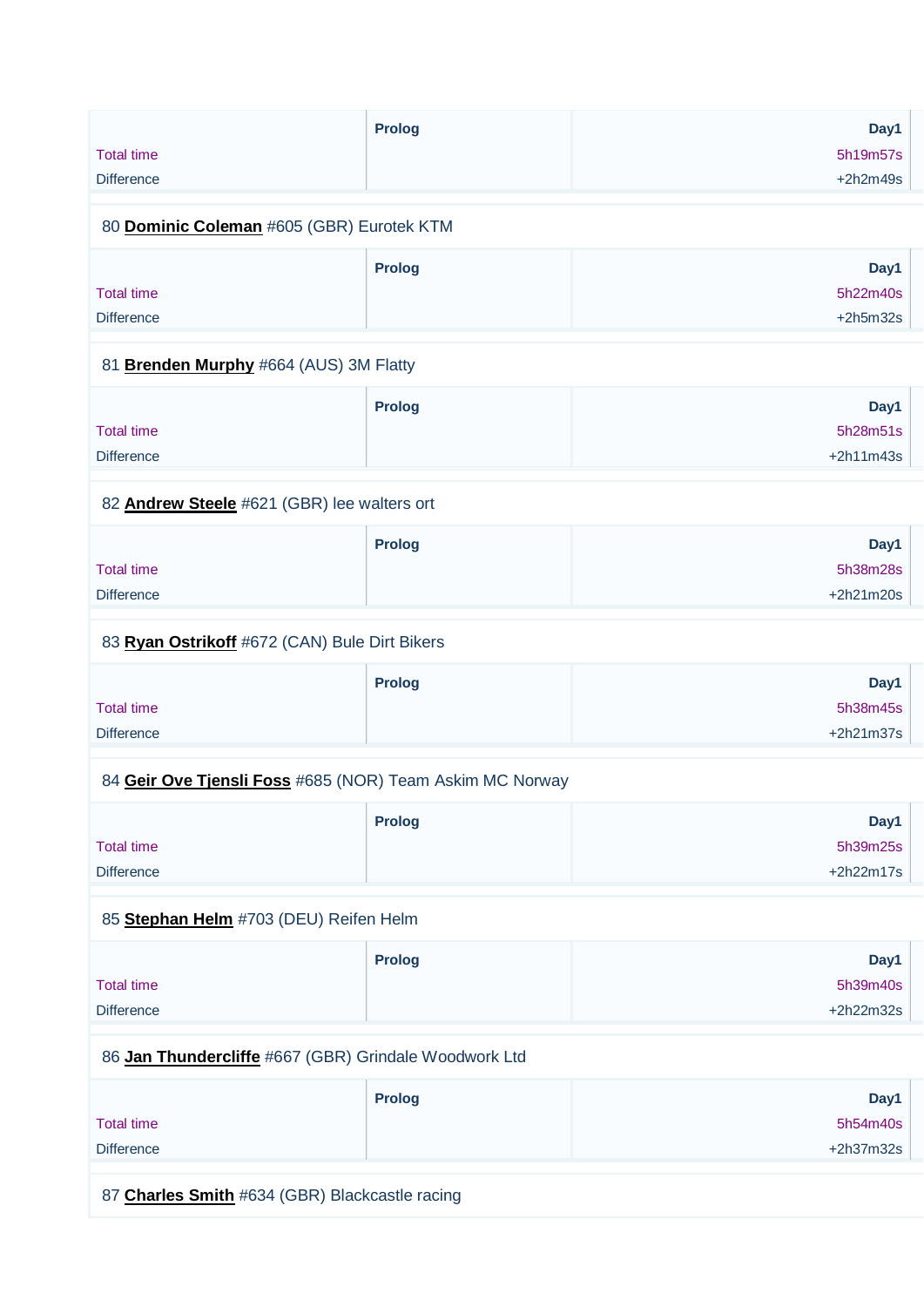| | Prolog | Day1 |
| --- | --- | --- |
| Total time | | 5h19m57s |
| Difference | | +2h2m49s |

80 **Dominic Coleman** #605 (GBR) Eurotek KTM

| | Prolog | Day1 |
| --- | --- | --- |
| Total time | | 5h22m40s |
| Difference | | +2h5m32s |

81 **Brenden Murphy** #664 (AUS) 3M Flatty

| | Prolog | Day1 |
| --- | --- | --- |
| Total time | | 5h28m51s |
| Difference | | +2h11m43s |

82 **Andrew Steele** #621 (GBR) lee walters ort

| | Prolog | Day1 |
| --- | --- | --- |
| Total time | | 5h38m28s |
| Difference | | +2h21m20s |

83 **Ryan Ostrikoff** #672 (CAN) Bule Dirt Bikers

| | Prolog | Day1 |
| --- | --- | --- |
| Total time | | 5h38m45s |
| Difference | | +2h21m37s |

84 **Geir Ove Tjensli Foss** #685 (NOR) Team Askim MC Norway

| | Prolog | Day1 |
| --- | --- | --- |
| Total time | | 5h39m25s |
| Difference | | +2h22m17s |

85 **Stephan Helm** #703 (DEU) Reifen Helm

| | Prolog | Day1 |
| --- | --- | --- |
| Total time | | 5h39m40s |
| Difference | | +2h22m32s |

86 **Jan Thundercliffe** #667 (GBR) Grindale Woodwork Ltd

| | Prolog | Day1 |
| --- | --- | --- |
| Total time | | 5h54m40s |
| Difference | | +2h37m32s |

87 **Charles Smith** #634 (GBR) Blackcastle racing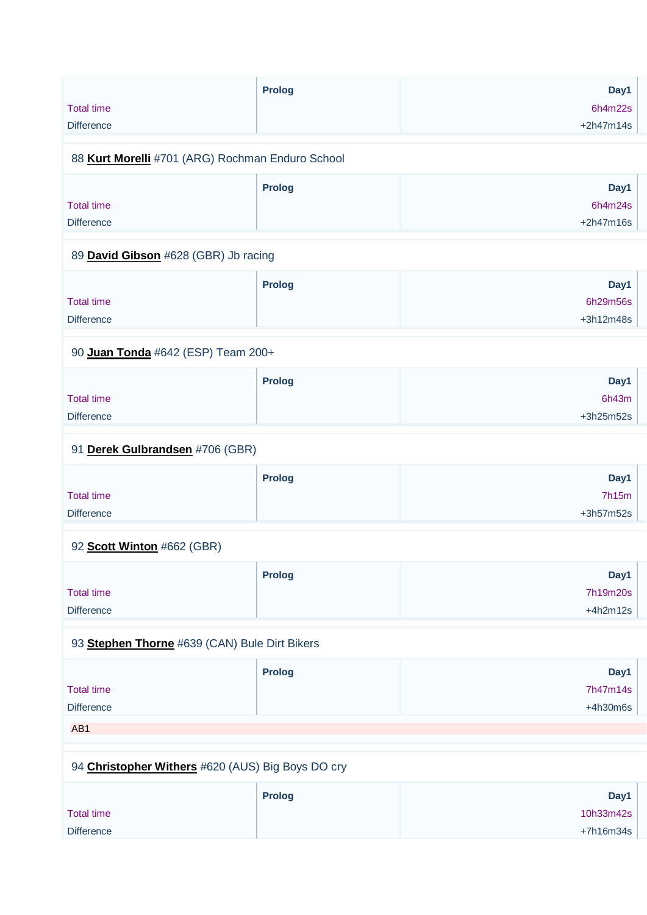| | Prolog | Day1 |
|---|---|---|
| Total time | | 6h4m22s |
| Difference | | +2h47m14s |

88 **Kurt Morelli** #701 (ARG) Rochman Enduro School

| | Prolog | Day1 |
|---|---|---|
| Total time | | 6h4m24s |
| Difference | | +2h47m16s |

89 **David Gibson** #628 (GBR) Jb racing

| | Prolog | Day1 |
|---|---|---|
| Total time | | 6h29m56s |
| Difference | | +3h12m48s |

90 **Juan Tonda** #642 (ESP) Team 200+

| | Prolog | Day1 |
|---|---|---|
| Total time | | 6h43m |
| Difference | | +3h25m52s |

91 **Derek Gulbrandsen** #706 (GBR)

| | Prolog | Day1 |
|---|---|---|
| Total time | | 7h15m |
| Difference | | +3h57m52s |

92 **Scott Winton** #662 (GBR)

| | Prolog | Day1 |
|---|---|---|
| Total time | | 7h19m20s |
| Difference | | +4h2m12s |

93 **Stephen Thorne** #639 (CAN) Bule Dirt Bikers

| | Prolog | Day1 |
|---|---|---|
| Total time | | 7h47m14s |
| Difference | | +4h30m6s |

AB1

94 **Christopher Withers** #620 (AUS) Big Boys DO cry

| | Prolog | Day1 |
|---|---|---|
| Total time | | 10h33m42s |
| Difference | | +7h16m34s |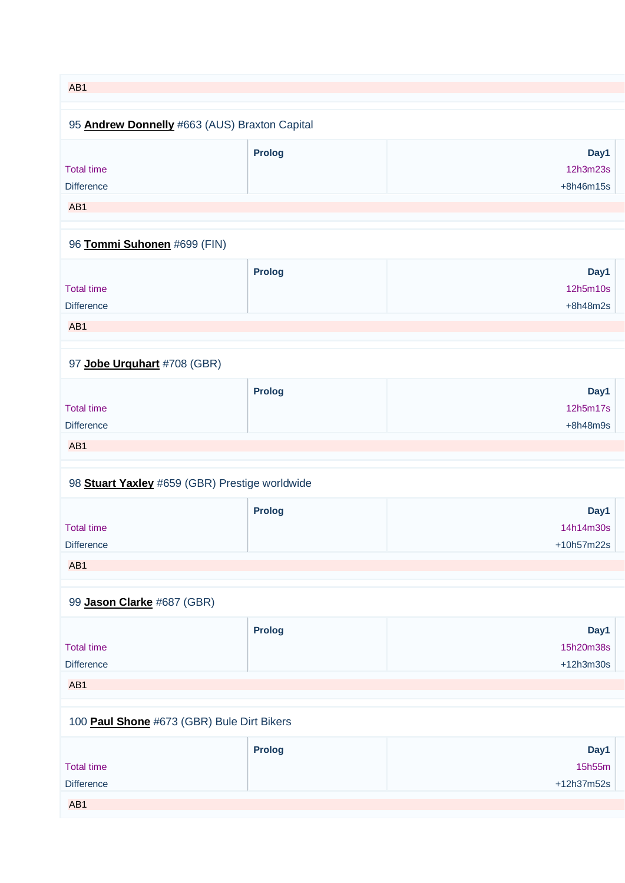AB1

95 **Andrew Donnelly** #663 (AUS) Braxton Capital

| | Prolog | Day1 |
|---|---|---|
| Total time | | 12h3m23s |
| Difference | | +8h46m15s |

AB1

96 **Tommi Suhonen** #699 (FIN)

| | Prolog | Day1 |
|---|---|---|
| Total time | | 12h5m10s |
| Difference | | +8h48m2s |

AB1

97 **Jobe Urquhart** #708 (GBR)

| | Prolog | Day1 |
|---|---|---|
| Total time | | 12h5m17s |
| Difference | | +8h48m9s |

AB1

98 **Stuart Yaxley** #659 (GBR) Prestige worldwide

| | Prolog | Day1 |
|---|---|---|
| Total time | | 14h14m30s |
| Difference | | +10h57m22s |

AB1

99 **Jason Clarke** #687 (GBR)

| | Prolog | Day1 |
|---|---|---|
| Total time | | 15h20m38s |
| Difference | | +12h3m30s |

AB1

100 **Paul Shone** #673 (GBR) Bule Dirt Bikers

| | Prolog | Day1 |
|---|---|---|
| Total time | | 15h55m |
| Difference | | +12h37m52s |

AB1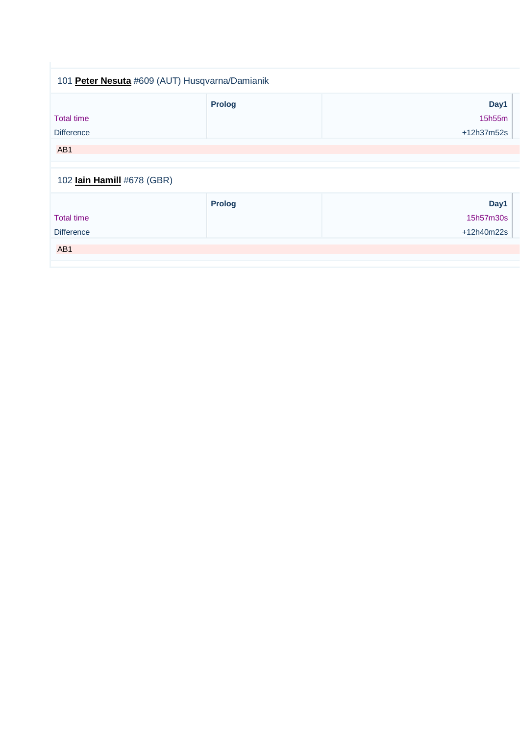101 **Peter Nesuta** #609 (AUT) Husqvarna/Damianik

| | Prolog | Day1 |
|---|---|---|
| Total time | | 15h55m |
| Difference | | +12h37m52s |

AB1

102 **Iain Hamill** #678 (GBR)

| | Prolog | Day1 |
|---|---|---|
| Total time | | 15h57m30s |
| Difference | | +12h40m22s |

AB1